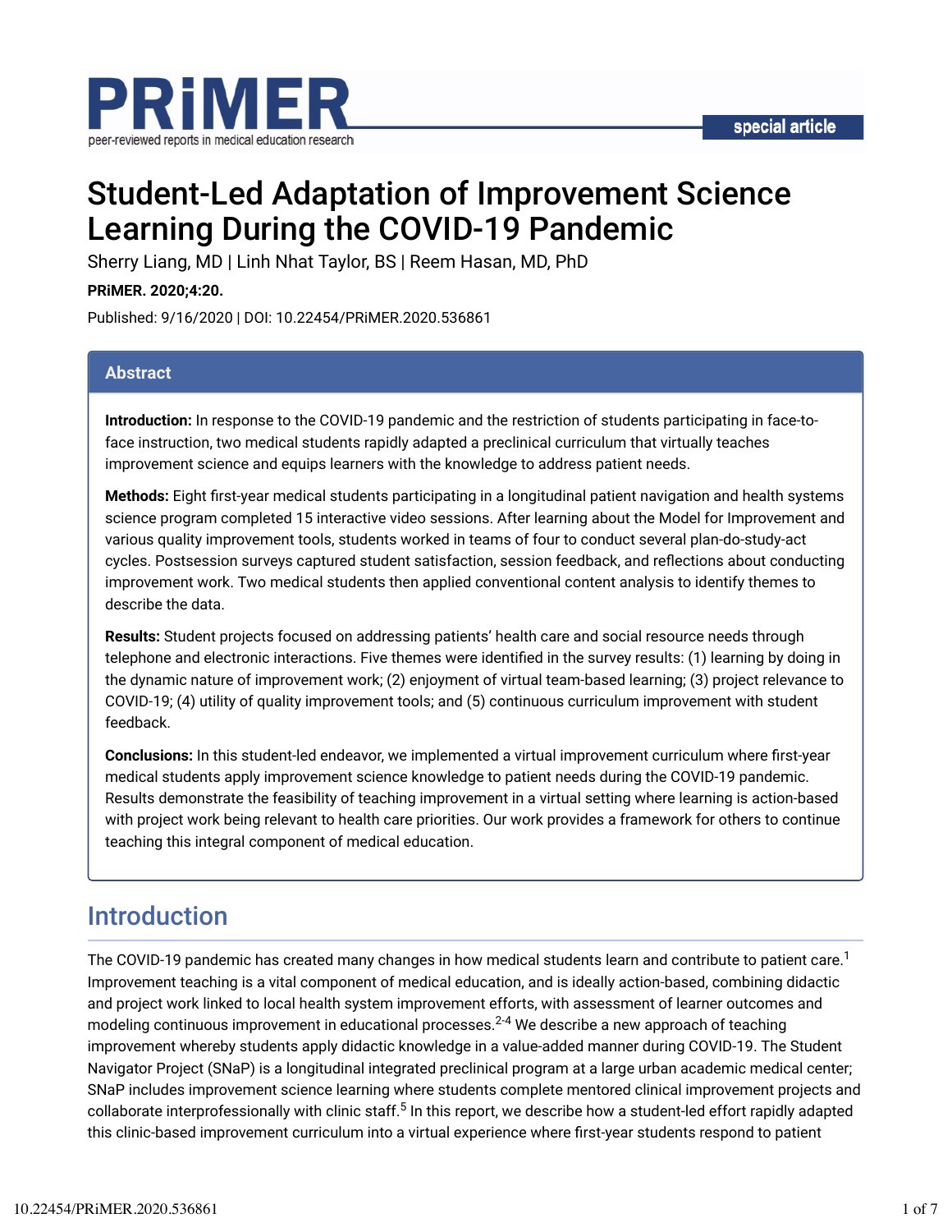# Student-Led Adaptation of Improvement Science Learning During the COVID-19 Pandemic

Sherry Liang, MD | Linh Nhat Taylor, BS | Reem Hasan, MD, PhD

**PRiMER. 2020;4:20.**

Published: 9/16/2020 | DOI: 10.22454/PRiMER.2020.536861

## Abstract

**Introduction:** In response to the COVID-19 pandemic and the restriction of students participating in face-to-face instruction, two medical students rapidly adapted a preclinical curriculum that virtually teaches improvement science and equips learners with the knowledge to address patient needs.

**Methods:** Eight first-year medical students participating in a longitudinal patient navigation and health systems science program completed 15 interactive video sessions. After learning about the Model for Improvement and various quality improvement tools, students worked in teams of four to conduct several plan-do-study-act cycles. Postsession surveys captured student satisfaction, session feedback, and reflections about conducting improvement work. Two medical students then applied conventional content analysis to identify themes to describe the data.

**Results:** Student projects focused on addressing patients' health care and social resource needs through telephone and electronic interactions. Five themes were identified in the survey results: (1) learning by doing in the dynamic nature of improvement work; (2) enjoyment of virtual team-based learning; (3) project relevance to COVID-19; (4) utility of quality improvement tools; and (5) continuous curriculum improvement with student feedback.

**Conclusions:** In this student-led endeavor, we implemented a virtual improvement curriculum where first-year medical students apply improvement science knowledge to patient needs during the COVID-19 pandemic. Results demonstrate the feasibility of teaching improvement in a virtual setting where learning is action-based with project work being relevant to health care priorities. Our work provides a framework for others to continue teaching this integral component of medical education.

## Introduction

The COVID-19 pandemic has created many changes in how medical students learn and contribute to patient care.[1] Improvement teaching is a vital component of medical education, and is ideally action-based, combining didactic and project work linked to local health system improvement efforts, with assessment of learner outcomes and modeling continuous improvement in educational processes.[2-4] We describe a new approach of teaching improvement whereby students apply didactic knowledge in a value-added manner during COVID-19. The Student Navigator Project (SNaP) is a longitudinal integrated preclinical program at a large urban academic medical center; SNaP includes improvement science learning where students complete mentored clinical improvement projects and collaborate interprofessionally with clinic staff.[5] In this report, we describe how a student-led effort rapidly adapted this clinic-based improvement curriculum into a virtual experience where first-year students respond to patient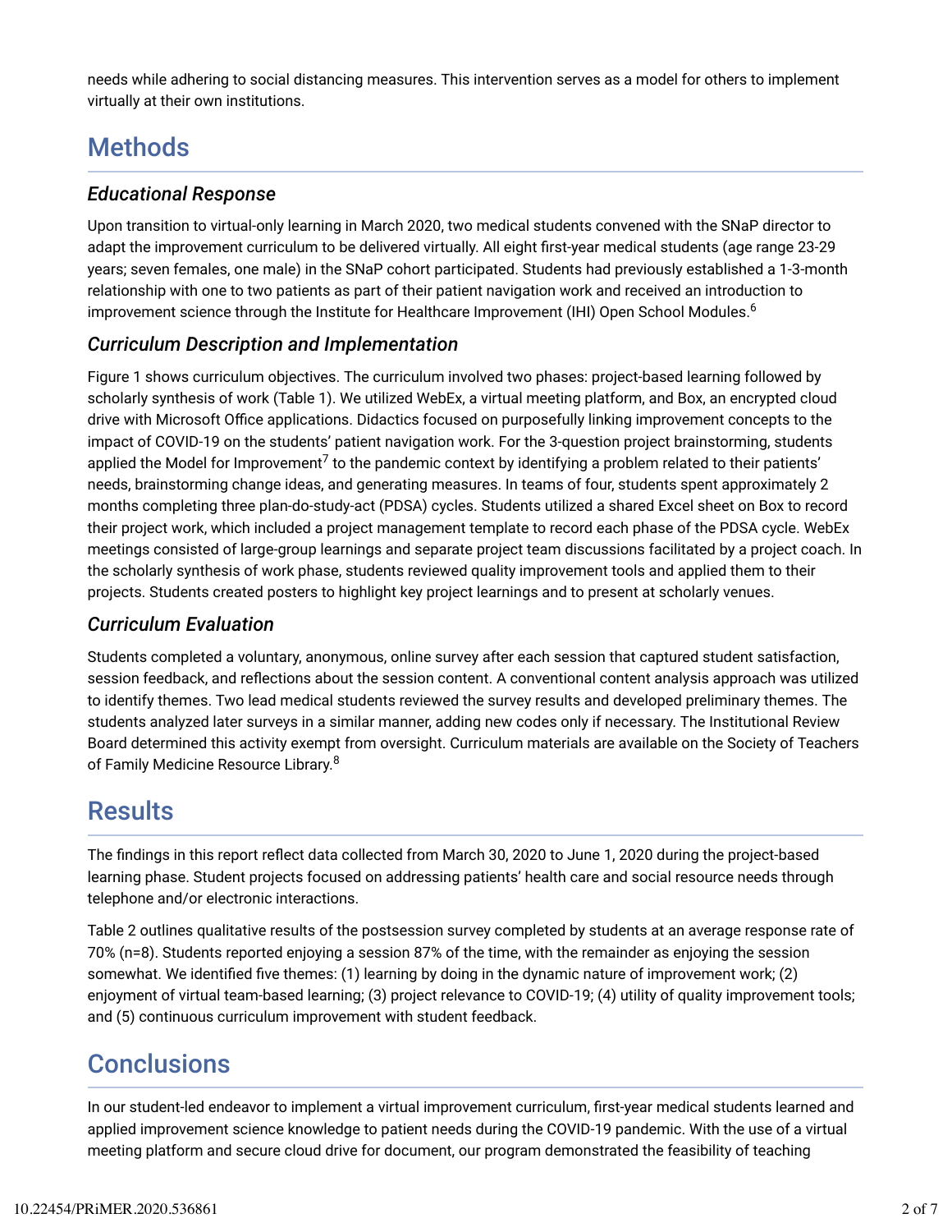needs while adhering to social distancing measures. This intervention serves as a model for others to implement virtually at their own institutions.

# Methods

### *Educational Response*

Upon transition to virtual-only learning in March 2020, two medical students convened with the SNaP director to adapt the improvement curriculum to be delivered virtually. All eight first-year medical students (age range 23-29 years; seven females, one male) in the SNaP cohort participated. Students had previously established a 1-3-month relationship with one to two patients as part of their patient navigation work and received an introduction to improvement science through the Institute for Healthcare Improvement (IHI) Open School Modules.[6]

### *Curriculum Description and Implementation*

Figure 1 shows curriculum objectives. The curriculum involved two phases: project-based learning followed by scholarly synthesis of work (Table 1). We utilized WebEx, a virtual meeting platform, and Box, an encrypted cloud drive with Microsoft Office applications. Didactics focused on purposefully linking improvement concepts to the impact of COVID-19 on the students' patient navigation work. For the 3-question project brainstorming, students applied the Model for Improvement[7] to the pandemic context by identifying a problem related to their patients' needs, brainstorming change ideas, and generating measures. In teams of four, students spent approximately 2 months completing three plan-do-study-act (PDSA) cycles. Students utilized a shared Excel sheet on Box to record their project work, which included a project management template to record each phase of the PDSA cycle. WebEx meetings consisted of large-group learnings and separate project team discussions facilitated by a project coach. In the scholarly synthesis of work phase, students reviewed quality improvement tools and applied them to their projects. Students created posters to highlight key project learnings and to present at scholarly venues.

### *Curriculum Evaluation*

Students completed a voluntary, anonymous, online survey after each session that captured student satisfaction, session feedback, and reflections about the session content. A conventional content analysis approach was utilized to identify themes. Two lead medical students reviewed the survey results and developed preliminary themes. The students analyzed later surveys in a similar manner, adding new codes only if necessary. The Institutional Review Board determined this activity exempt from oversight. Curriculum materials are available on the Society of Teachers of Family Medicine Resource Library.[8]

# Results

The findings in this report reflect data collected from March 30, 2020 to June 1, 2020 during the project-based learning phase. Student projects focused on addressing patients' health care and social resource needs through telephone and/or electronic interactions.

Table 2 outlines qualitative results of the postsession survey completed by students at an average response rate of 70% (n=8). Students reported enjoying a session 87% of the time, with the remainder as enjoying the session somewhat. We identified five themes: (1) learning by doing in the dynamic nature of improvement work; (2) enjoyment of virtual team-based learning; (3) project relevance to COVID-19; (4) utility of quality improvement tools; and (5) continuous curriculum improvement with student feedback.

# Conclusions

In our student-led endeavor to implement a virtual improvement curriculum, first-year medical students learned and applied improvement science knowledge to patient needs during the COVID-19 pandemic. With the use of a virtual meeting platform and secure cloud drive for document, our program demonstrated the feasibility of teaching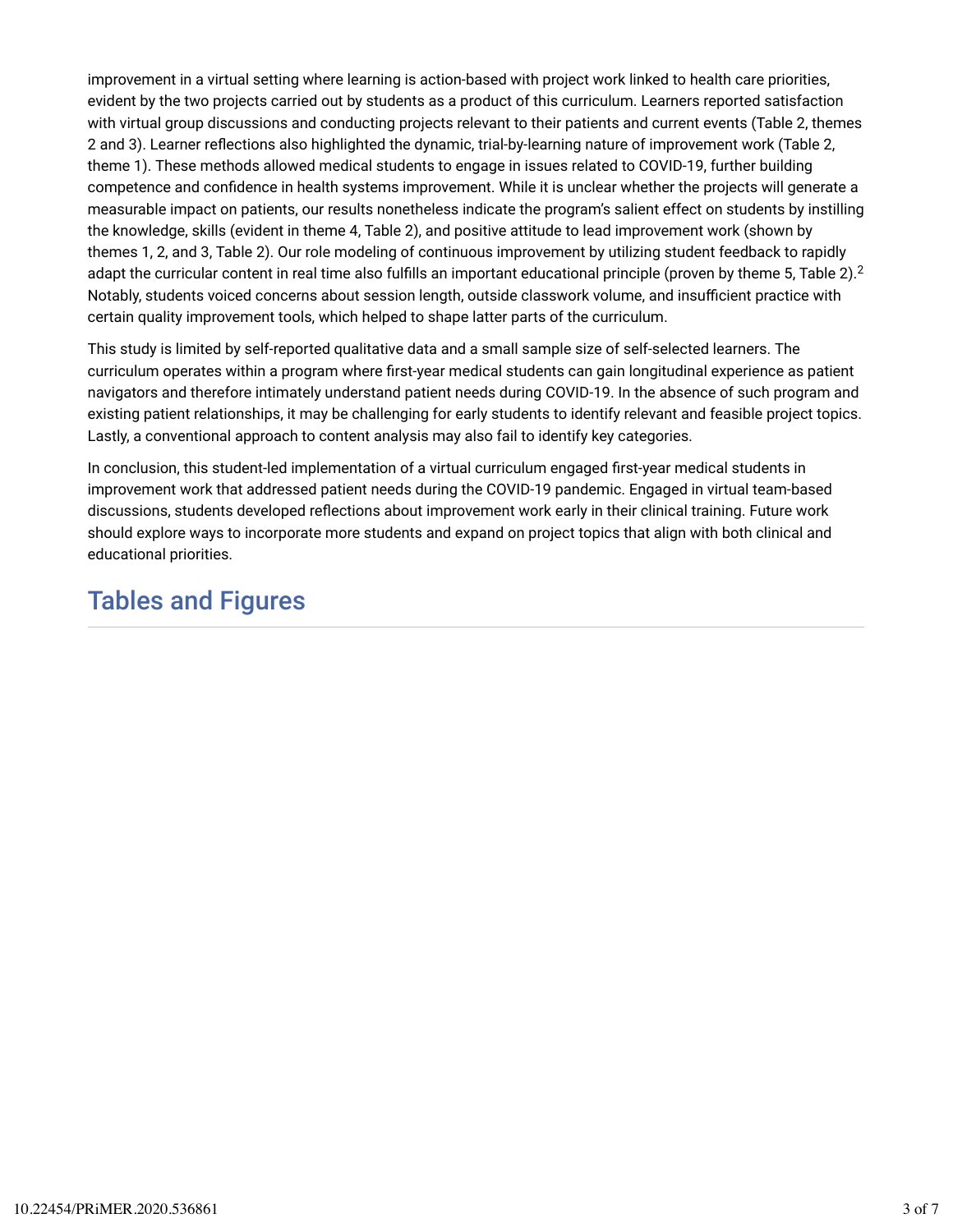improvement in a virtual setting where learning is action-based with project work linked to health care priorities, evident by the two projects carried out by students as a product of this curriculum. Learners reported satisfaction with virtual group discussions and conducting projects relevant to their patients and current events (Table 2, themes 2 and 3). Learner reflections also highlighted the dynamic, trial-by-learning nature of improvement work (Table 2, theme 1). These methods allowed medical students to engage in issues related to COVID-19, further building competence and confidence in health systems improvement. While it is unclear whether the projects will generate a measurable impact on patients, our results nonetheless indicate the program's salient effect on students by instilling the knowledge, skills (evident in theme 4, Table 2), and positive attitude to lead improvement work (shown by themes 1, 2, and 3, Table 2). Our role modeling of continuous improvement by utilizing student feedback to rapidly adapt the curricular content in real time also fulfills an important educational principle (proven by theme 5, Table 2).[2] Notably, students voiced concerns about session length, outside classwork volume, and insufficient practice with certain quality improvement tools, which helped to shape latter parts of the curriculum.

This study is limited by self-reported qualitative data and a small sample size of self-selected learners. The curriculum operates within a program where first-year medical students can gain longitudinal experience as patient navigators and therefore intimately understand patient needs during COVID-19. In the absence of such program and existing patient relationships, it may be challenging for early students to identify relevant and feasible project topics. Lastly, a conventional approach to content analysis may also fail to identify key categories.

In conclusion, this student-led implementation of a virtual curriculum engaged first-year medical students in improvement work that addressed patient needs during the COVID-19 pandemic. Engaged in virtual team-based discussions, students developed reflections about improvement work early in their clinical training. Future work should explore ways to incorporate more students and expand on project topics that align with both clinical and educational priorities.

## Tables and Figures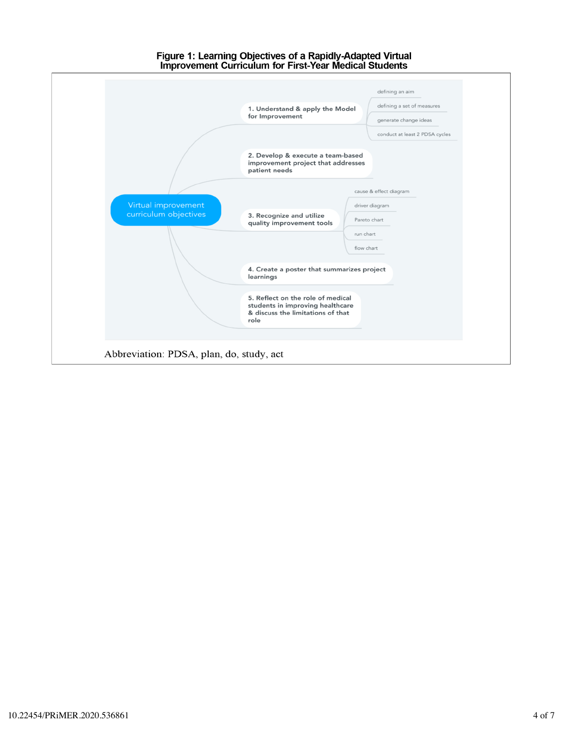**Figure 1: Learning Objectives of a Rapidly-Adapted Virtual Improvement Curriculum for First-Year Medical Students**

Virtual improvement curriculum objectives

1. Understand & apply the Model for Improvement
   - defining an aim
   - defining a set of measures
   - generate change ideas
   - conduct at least 2 PDSA cycles
2. Develop & execute a team-based improvement project that addresses patient needs
3. Recognize and utilize quality improvement tools
   - cause & effect diagram
   - driver diagram
   - Pareto chart
   - run chart
   - flow chart
4. Create a poster that summarizes project learnings
5. Reflect on the role of medical students in improving healthcare & discuss the limitations of that role

Abbreviation: PDSA, plan, do, study, act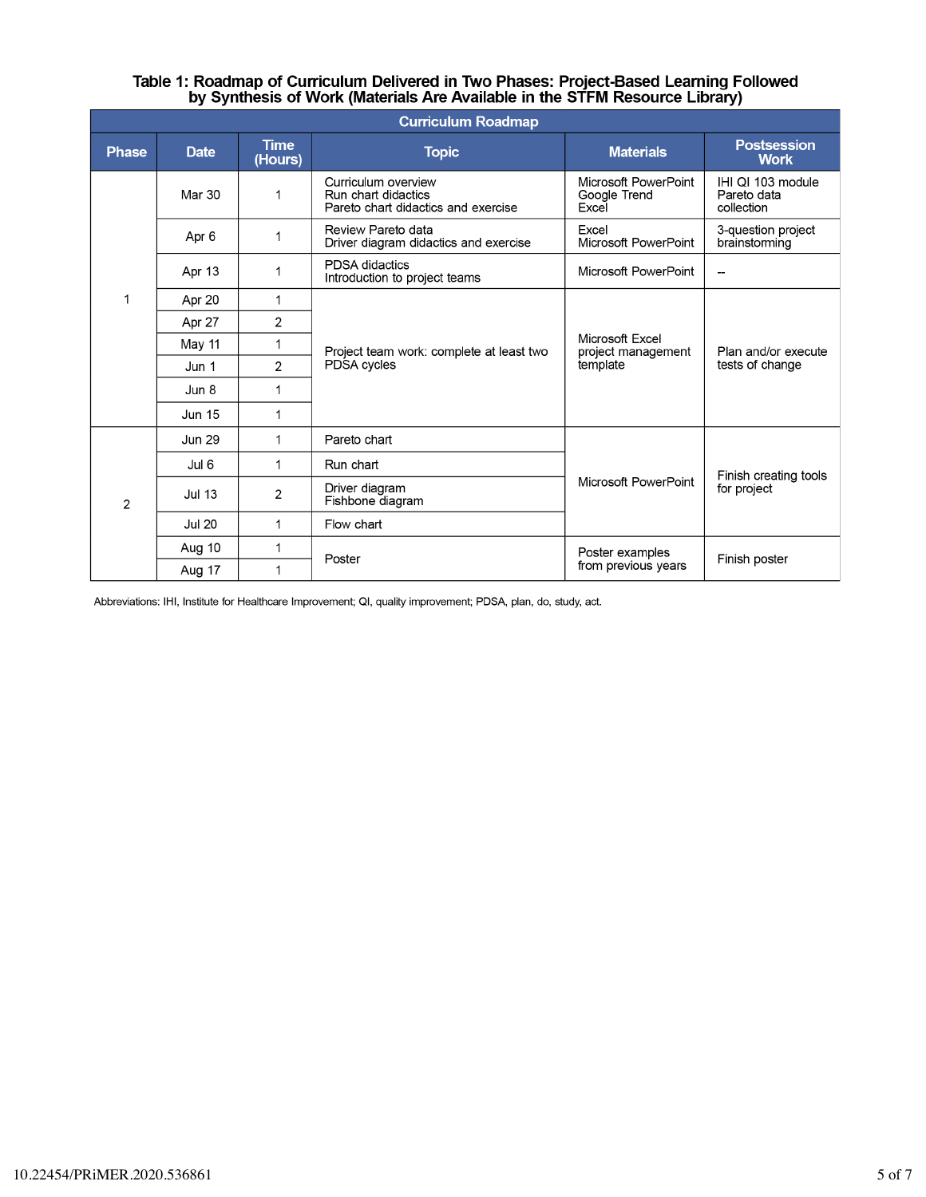**Table 1: Roadmap of Curriculum Delivered in Two Phases: Project-Based Learning Followed by Synthesis of Work (Materials Are Available in the STFM Resource Library)**

| Curriculum Roadmap | | | | | |
|---|---|---|---|---|---|
| **Phase** | **Date** | **Time (Hours)** | **Topic** | **Materials** | **Postsession Work** |
| 1 | Mar 30 | 1 | Curriculum overview<br>Run chart didactics<br>Pareto chart didactics and exercise | Microsoft PowerPoint<br>Google Trend<br>Excel | IHI QI 103 module<br>Pareto data collection |
| | Apr 6 | 1 | Review Pareto data<br>Driver diagram didactics and exercise | Excel<br>Microsoft PowerPoint | 3-question project brainstorming |
| | Apr 13 | 1 | PDSA didactics<br>Introduction to project teams | Microsoft PowerPoint | -- |
| | Apr 20 | 1 | Project team work: complete at least two PDSA cycles | Microsoft Excel project management template | Plan and/or execute tests of change |
| | Apr 27 | 2 | | | |
| | May 11 | 1 | | | |
| | Jun 1 | 2 | | | |
| | Jun 8 | 1 | | | |
| | Jun 15 | 1 | | | |
| 2 | Jun 29 | 1 | Pareto chart | Microsoft PowerPoint | Finish creating tools for project |
| | Jul 6 | 1 | Run chart | | |
| | Jul 13 | 2 | Driver diagram<br>Fishbone diagram | | |
| | Jul 20 | 1 | Flow chart | | |
| | Aug 10 | 1 | Poster | Poster examples from previous years | Finish poster |
| | Aug 17 | 1 | | | |

Abbreviations: IHI, Institute for Healthcare Improvement; QI, quality improvement; PDSA, plan, do, study, act.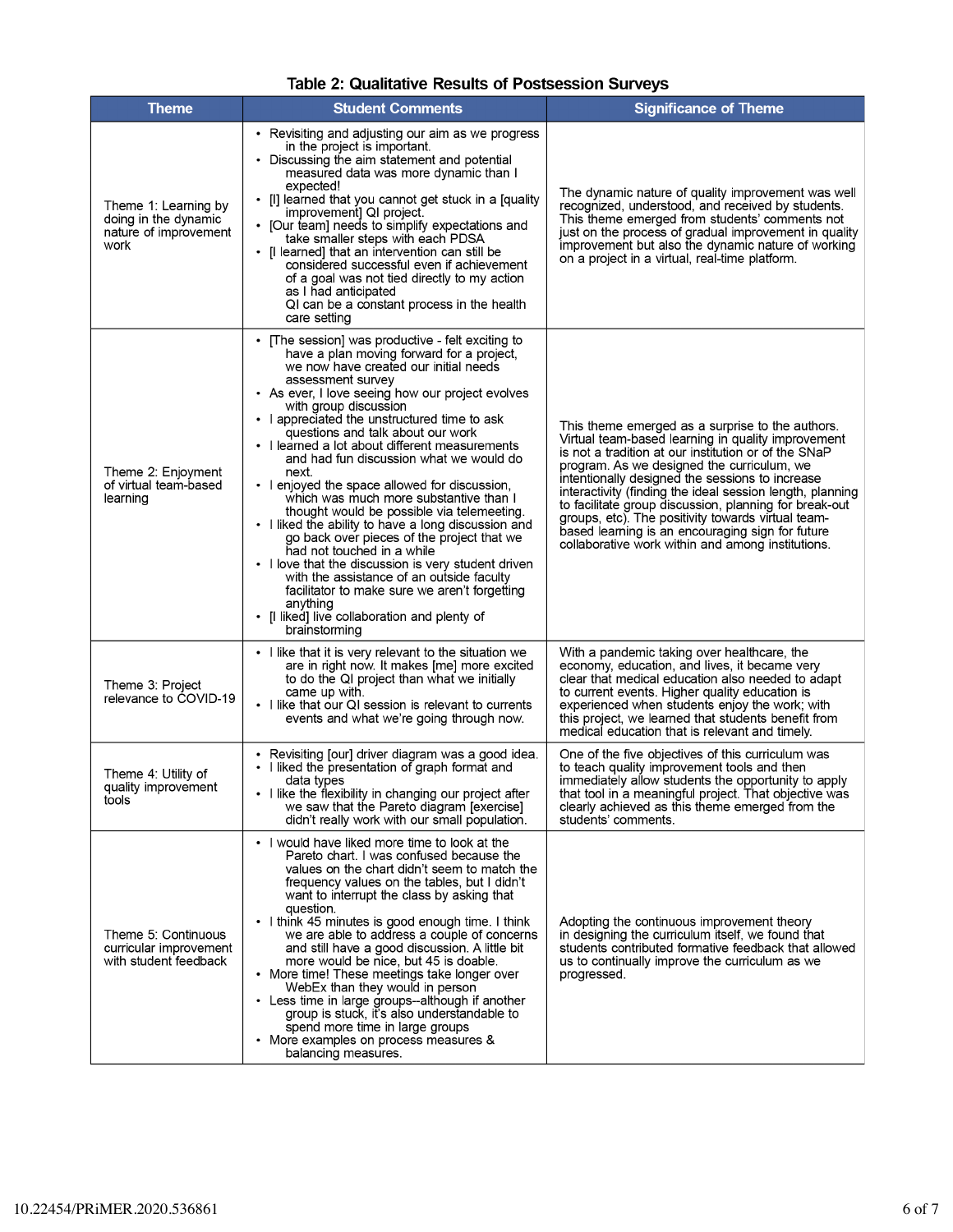**Table 2: Qualitative Results of Postsession Surveys**

| Theme | Student Comments | Significance of Theme |
| --- | --- | --- |
| Theme 1: Learning by doing in the dynamic nature of improvement work | • Revisiting and adjusting our aim as we progress in the project is important.<br>• Discussing the aim statement and potential measured data was more dynamic than I expected!<br>• [I] learned that you cannot get stuck in a [quality improvement] QI project.<br>• [Our team] needs to simplify expectations and take smaller steps with each PDSA<br>• [I learned] that an intervention can still be considered successful even if achievement of a goal was not tied directly to my action as I had anticipated<br>QI can be a constant process in the health care setting | The dynamic nature of quality improvement was well recognized, understood, and received by students. This theme emerged from students' comments not just on the process of gradual improvement in quality improvement but also the dynamic nature of working on a project in a virtual, real-time platform. |
| Theme 2: Enjoyment of virtual team-based learning | • [The session] was productive - felt exciting to have a plan moving forward for a project, we now have created our initial needs assessment survey<br>• As ever, I love seeing how our project evolves with group discussion<br>• I appreciated the unstructured time to ask questions and talk about our work<br>• I learned a lot about different measurements and had fun discussion what we would do next.<br>• I enjoyed the space allowed for discussion, which was much more substantive than I thought would be possible via telemeeting.<br>• I liked the ability to have a long discussion and go back over pieces of the project that we had not touched in a while<br>• I love that the discussion is very student driven with the assistance of an outside faculty facilitator to make sure we aren't forgetting anything<br>• [I liked] live collaboration and plenty of brainstorming | This theme emerged as a surprise to the authors. Virtual team-based learning in quality improvement is not a tradition at our institution or of the SNaP program. As we designed the curriculum, we intentionally designed the sessions to increase interactivity (finding the ideal session length, planning to facilitate group discussion, planning for break-out groups, etc). The positivity towards virtual team-based learning is an encouraging sign for future collaborative work within and among institutions. |
| Theme 3: Project relevance to COVID-19 | • I like that it is very relevant to the situation we are in right now. It makes [me] more excited to do the QI project than what we initially came up with.<br>• I like that our QI session is relevant to currents events and what we're going through now. | With a pandemic taking over healthcare, the economy, education, and lives, it became very clear that medical education also needed to adapt to current events. Higher quality education is experienced when students enjoy the work; with this project, we learned that students benefit from medical education that is relevant and timely. |
| Theme 4: Utility of quality improvement tools | • Revisiting [our] driver diagram was a good idea.<br>• I liked the presentation of graph format and data types<br>• I like the flexibility in changing our project after we saw that the Pareto diagram [exercise] didn't really work with our small population. | One of the five objectives of this curriculum was to teach quality improvement tools and then immediately allow students the opportunity to apply that tool in a meaningful project. That objective was clearly achieved as this theme emerged from the students' comments. |
| Theme 5: Continuous curricular improvement with student feedback | • I would have liked more time to look at the Pareto chart. I was confused because the values on the chart didn't seem to match the frequency values on the tables, but I didn't want to interrupt the class by asking that question.<br>• I think 45 minutes is good enough time. I think we are able to address a couple of concerns and still have a good discussion. A little bit more would be nice, but 45 is doable.<br>• More time! These meetings take longer over WebEx than they would in person<br>• Less time in large groups--although if another group is stuck, it's also understandable to spend more time in large groups<br>• More examples on process measures & balancing measures. | Adopting the continuous improvement theory in designing the curriculum itself, we found that students contributed formative feedback that allowed us to continually improve the curriculum as we progressed. |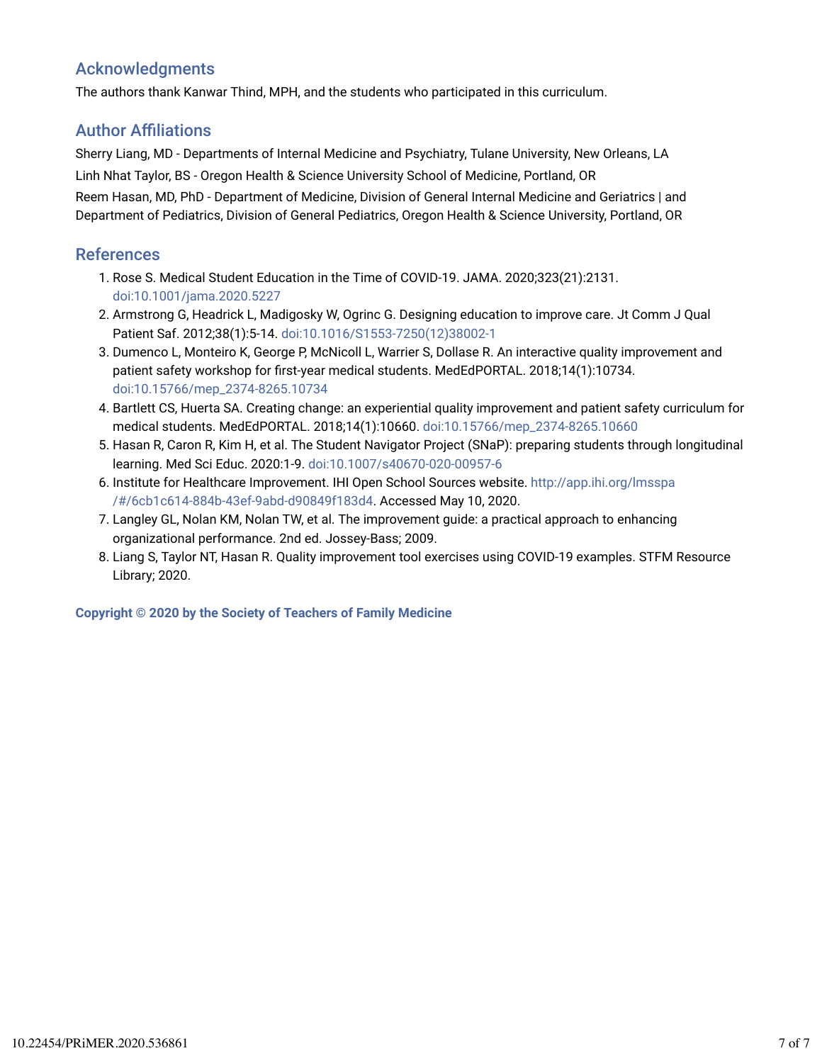## Acknowledgments

The authors thank Kanwar Thind, MPH, and the students who participated in this curriculum.

## Author Affiliations

Sherry Liang, MD - Departments of Internal Medicine and Psychiatry, Tulane University, New Orleans, LA

Linh Nhat Taylor, BS - Oregon Health & Science University School of Medicine, Portland, OR

Reem Hasan, MD, PhD - Department of Medicine, Division of General Internal Medicine and Geriatrics | and Department of Pediatrics, Division of General Pediatrics, Oregon Health & Science University, Portland, OR

## References

1. Rose S. Medical Student Education in the Time of COVID-19. JAMA. 2020;323(21):2131. doi:10.1001/jama.2020.5227
2. Armstrong G, Headrick L, Madigosky W, Ogrinc G. Designing education to improve care. Jt Comm J Qual Patient Saf. 2012;38(1):5-14. doi:10.1016/S1553-7250(12)38002-1
3. Dumenco L, Monteiro K, George P, McNicoll L, Warrier S, Dollase R. An interactive quality improvement and patient safety workshop for first-year medical students. MedEdPORTAL. 2018;14(1):10734. doi:10.15766/mep_2374-8265.10734
4. Bartlett CS, Huerta SA. Creating change: an experiential quality improvement and patient safety curriculum for medical students. MedEdPORTAL. 2018;14(1):10660. doi:10.15766/mep_2374-8265.10660
5. Hasan R, Caron R, Kim H, et al. The Student Navigator Project (SNaP): preparing students through longitudinal learning. Med Sci Educ. 2020:1-9. doi:10.1007/s40670-020-00957-6
6. Institute for Healthcare Improvement. IHI Open School Sources website. http://app.ihi.org/lmsspa/#/6cb1c614-884b-43ef-9abd-d90849f183d4. Accessed May 10, 2020.
7. Langley GL, Nolan KM, Nolan TW, et al. The improvement guide: a practical approach to enhancing organizational performance. 2nd ed. Jossey-Bass; 2009.
8. Liang S, Taylor NT, Hasan R. Quality improvement tool exercises using COVID-19 examples. STFM Resource Library; 2020.

**Copyright © 2020 by the Society of Teachers of Family Medicine**